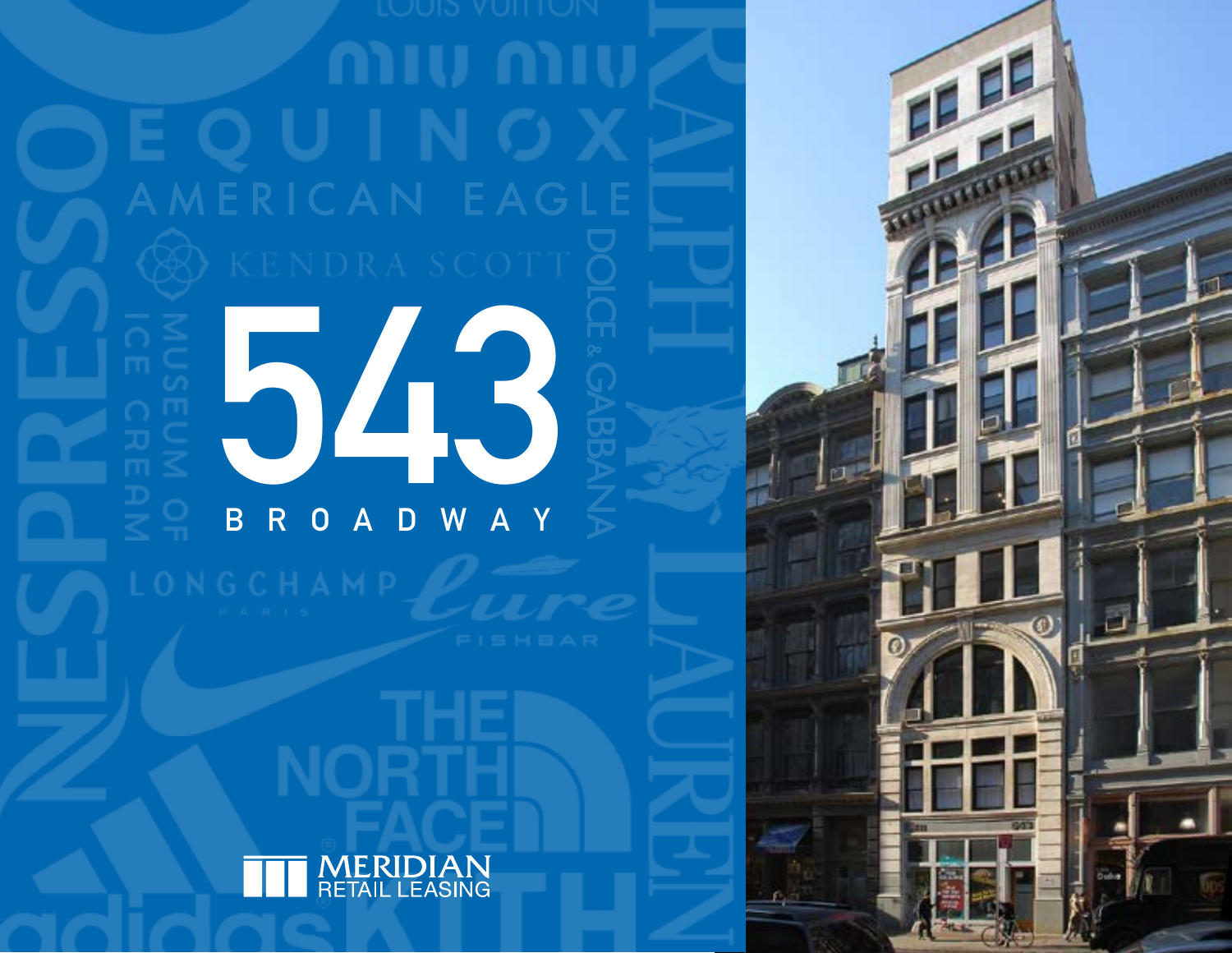# 543

## BROADWAY

MERIDIAN RETAIL LEASING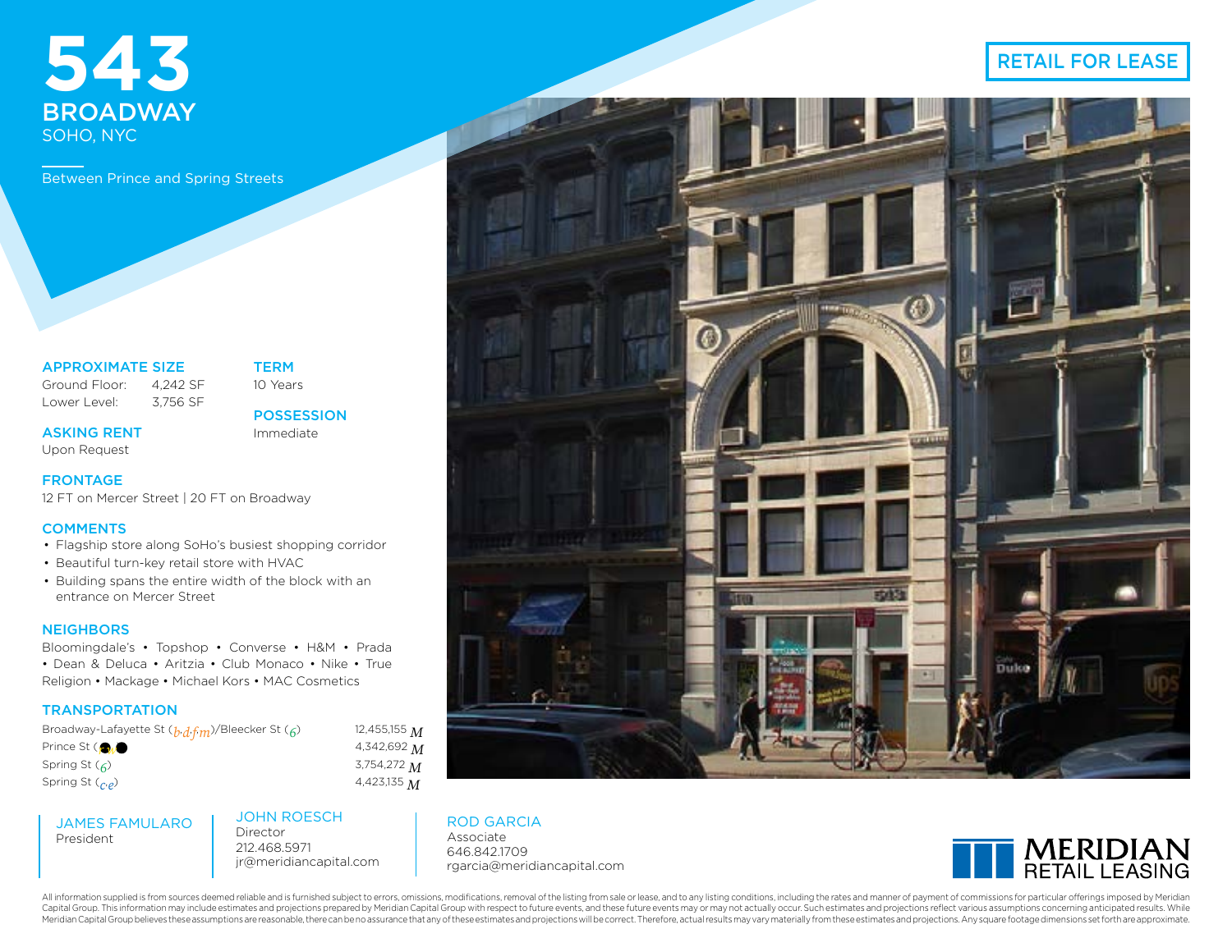# 543 BROADWAY

SOHO, NYC

Between Prince and Spring Streets

**RETAIL FOR LEASE**

## APPROXIMATE SIZE

Ground Floor: 4,242 SF
Lower Level: 3,756 SF

## ASKING RENT

Upon Request

## TERM

10 Years

## POSSESSION

Immediate

## FRONTAGE

12 FT on Mercer Street | 20 FT on Broadway

## COMMENTS

- Flagship store along SoHo's busiest shopping corridor
- Beautiful turn-key retail store with HVAC
- Building spans the entire width of the block with an entrance on Mercer Street

## NEIGHBORS

Bloomingdale's • Topshop • Converse • H&M • Prada • Dean & Deluca • Aritzia • Club Monaco • Nike • True Religion • Mackage • Michael Kors • MAC Cosmetics

## TRANSPORTATION

| Station | Ridership |
|---|---|
| Broadway-Lafayette St (b·d·f·m)/Bleecker St (6) | 12,455,155 M |
| Prince St (n·r) | 4,342,692 M |
| Spring St (6) | 3,754,272 M |
| Spring St (c·e) | 4,423,135 M |

JAMES FAMULARO
President

JOHN ROESCH
Director
212.468.5971
jr@meridiancapital.com

ROD GARCIA
Associate
646.842.1709
rgarcia@meridiancapital.com

MERIDIAN RETAIL LEASING

All information supplied is from sources deemed reliable and is furnished subject to errors, omissions, modifications, removal of the listing from sale or lease, and to any listing conditions, including the rates and manner of payment of commissions for particular offerings imposed by Meridian Capital Group. This information may include estimates and projections prepared by Meridian Capital Group with respect to future events, and these future events may or may not actually occur. Such estimates and projections reflect various assumptions concerning anticipated results. While Meridian Capital Group believes these assumptions are reasonable, there can be no assurance that any of these estimates and projections will be correct. Therefore, actual results may vary materially from these estimates and projections. Any square footage dimensions set forth are approximate.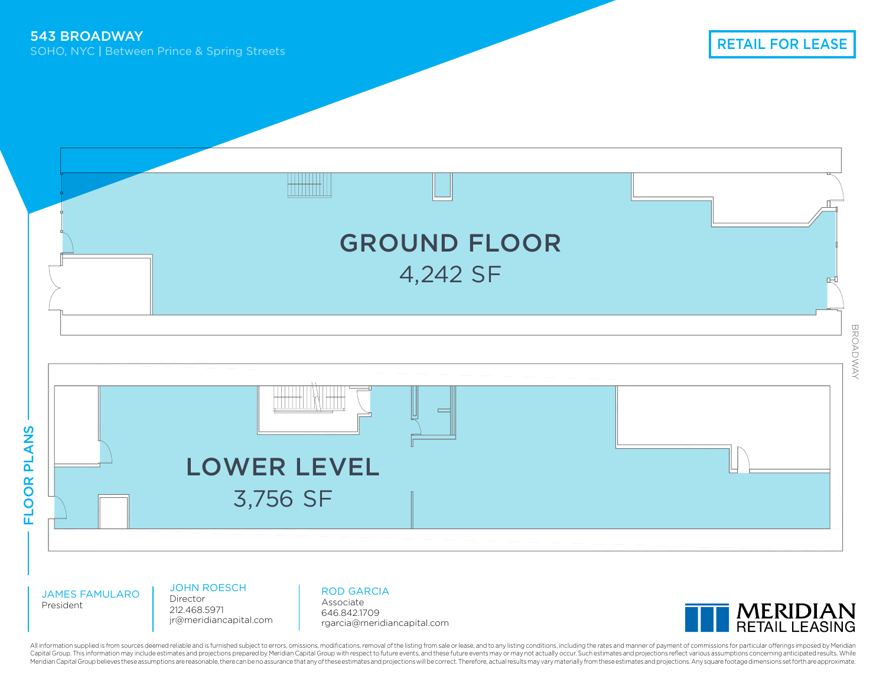# 543 BROADWAY

SOHO, NYC | Between Prince & Spring Streets

RETAIL FOR LEASE

## FLOOR PLANS

**GROUND FLOOR**
4,242 SF

BROADWAY

**LOWER LEVEL**
3,756 SF

JAMES FAMULARO
President

JOHN ROESCH
Director
212.468.5971
jr@meridiancapital.com

ROD GARCIA
Associate
646.842.1709
rgarcia@meridiancapital.com

MERIDIAN RETAIL LEASING

All information supplied is from sources deemed reliable and is furnished subject to errors, omissions, modifications, removal of the listing from sale or lease, and to any listing conditions, including the rates and manner of payment of commissions for particular offerings imposed by Meridian Capital Group. This information may include estimates and projections prepared by Meridian Capital Group with respect to future events, and these future events may or may not actually occur. Such estimates and projections reflect various assumptions concerning anticipated results. While Meridian Capital Group believes these assumptions are reasonable, there can be no assurance that any of these estimates and projections will be correct. Therefore, actual results may vary materially from these estimates and projections. Any square footage dimensions set forth are approximate.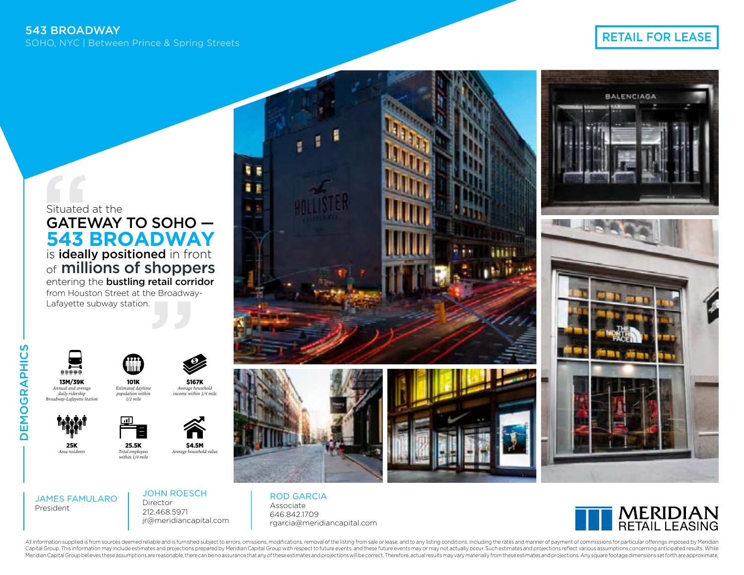# 543 BROADWAY

SOHO, NYC | Between Prince & Spring Streets

**RETAIL FOR LEASE**

> Situated at the
> **GATEWAY TO SOHO — 543 BROADWAY**
> is **ideally positioned** in front of **millions of shoppers** entering the **bustling retail corridor** from Houston Street at the Broadway-Lafayette subway station.

## DEMOGRAPHICS

**13M/39K**
*Annual and average daily ridership Broadway-Lafayette Station*

**101K**
*Estimated daytime population within 1/2 mile*

**$167K**
*Average household income within 1/4 mile*

**25K**
*Area residents*

**25.5K**
*Total employees within 1/4 mile*

**$4.5M**
*Average household value*

---

JAMES FAMULARO
President

JOHN ROESCH
Director
212.468.5971
jr@meridiancapital.com

ROD GARCIA
Associate
646.842.1709
rgarcia@meridiancapital.com

MERIDIAN RETAIL LEASING

All information supplied is from sources deemed reliable and is furnished subject to errors, omissions, modifications, removal of the listing from sale or lease, and to any listing conditions, including the rates and manner of payment of commissions for particular offerings imposed by Meridian Capital Group. This information may include estimates and projections prepared by Meridian Capital Group with respect to future events, and these future events may or may not actually occur. Such estimates and projections reflect various assumptions concerning anticipated results. While Meridian Capital Group believes these assumptions are reasonable, there can be no assurance that any of these estimates and projections will be correct. Therefore, actual results may vary materially from these estimates and projections. Any square footage dimensions set forth are approximate.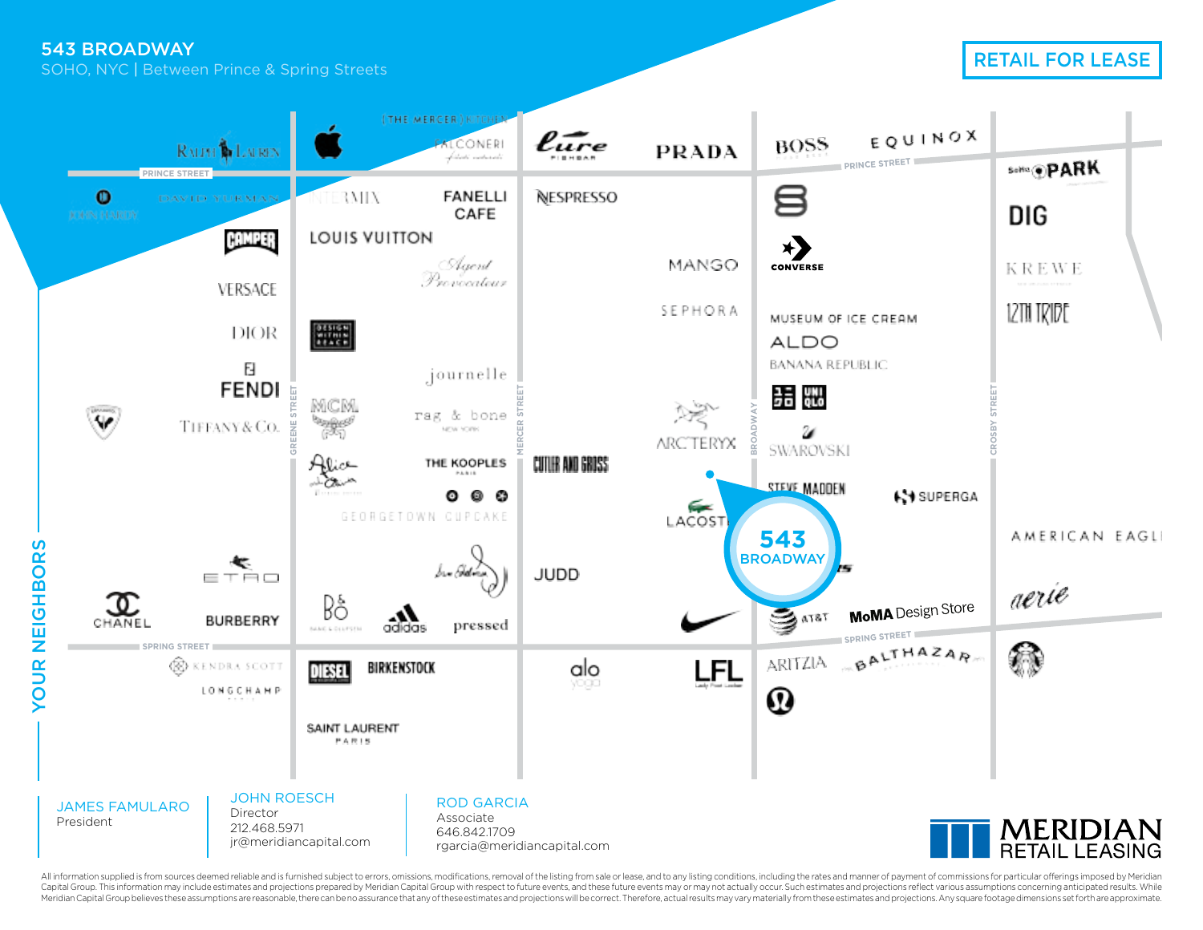# 543 BROADWAY

SOHO, NYC | Between Prince & Spring Streets

RETAIL FOR LEASE

## YOUR NEIGHBORS

PRINCE STREET

GREENE STREET

MERCER STREET

BROADWAY

CROSBY STREET

SPRING STREET

Ralph Lauren
JOHN HARDY
DAVID YURMAN
CAMPER
VERSACE
DIOR
FENDI
TIFFANY & CO.
ETRO
CHANEL
BURBERRY
KENDRA SCOTT
LONGCHAMP

THE MERCER KITCHEN
FALCONERI
INTERMIX
FANELLI CAFE
LOUIS VUITTON
Agent Provocateur
DESIGN WITHIN REACH
journelle
MCM
rag & bone NEW YORK
Alice + Olivia
THE KOOPLES PARIS
GEORGETOWN CUPCAKE
B&O
adidas
pressed
DIESEL
BIRKENSTOCK
SAINT LAURENT PARIS

Lure FISHBAR
PRADA
NESPRESSO
MANGO
SEPHORA
ARC'TERYX
CUTLER AND GROSS
LACOSTE
JUDD
alo yoga
LFL Lady Foot Locker

BOSS
EQUINOX
CONVERSE
MUSEUM OF ICE CREAM
ALDO
BANANA REPUBLIC
UNIQLO
SWAROVSKI
STEVE MADDEN
SUPERGA
AT&T
MoMA Design Store
ARITZIA
BALTHAZAR

543 BROADWAY

SoHo PARK
DIG
KREWE
12TH TRIBE
AMERICAN EAGLE
aerie

JAMES FAMULARO
President

JOHN ROESCH
Director
212.468.5971
jr@meridiancapital.com

ROD GARCIA
Associate
646.842.1709
rgarcia@meridiancapital.com

MERIDIAN RETAIL LEASING

All information supplied is from sources deemed reliable and is furnished subject to errors, omissions, modifications, removal of the listing from sale or lease, and to any listing conditions, including the rates and manner of payment of commissions for particular offerings imposed by Meridian Capital Group. This information may include estimates and projections prepared by Meridian Capital Group with respect to future events, and these future events may or may not actually occur. Such estimates and projections reflect various assumptions concerning anticipated results. While Meridian Capital Group believes these assumptions are reasonable, there can be no assurance that any of these estimates and projections will be correct. Therefore, actual results may vary materially from these estimates and projections. Any square footage dimensions set forth are approximate.